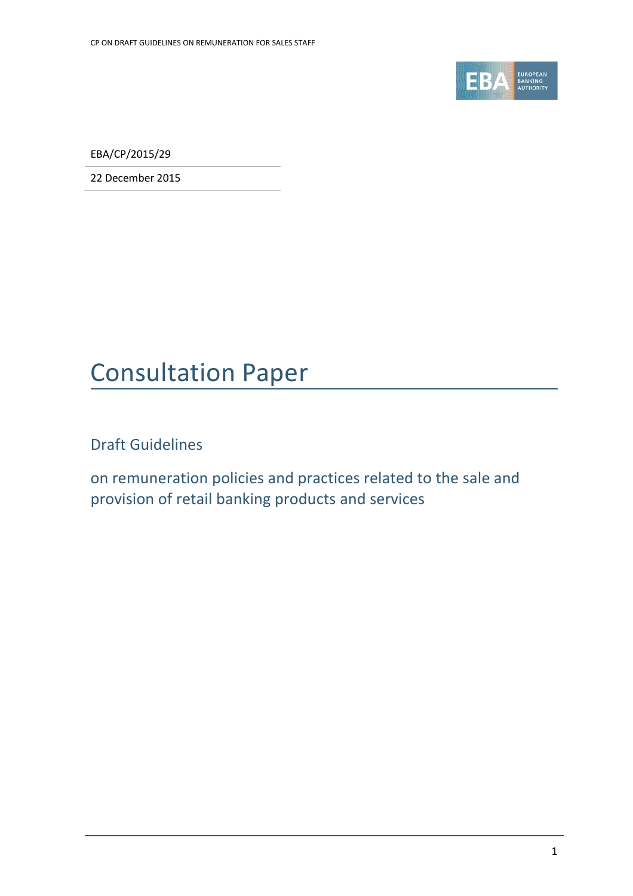EBA/CP/2015/29

22 December 2015

# Consultation Paper

## Draft Guidelines

## on remuneration policies and practices related to the sale and provision of retail banking products and services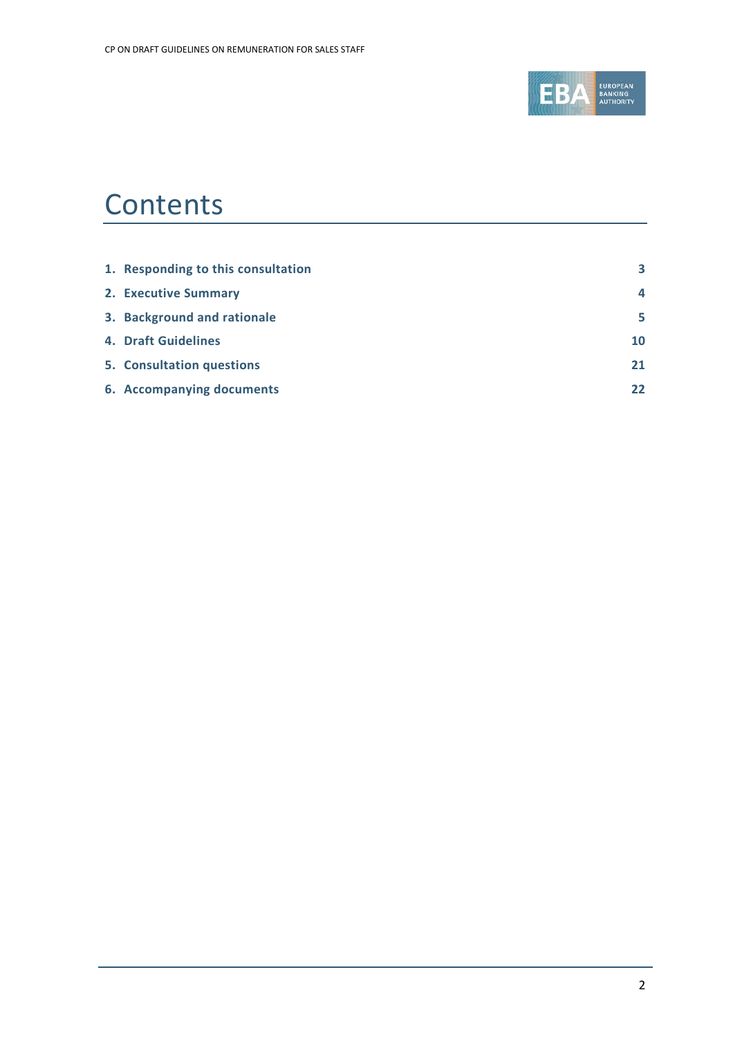# Contents

| | |
|---|---|
| **1. Responding to this consultation** | **3** |
| **2. Executive Summary** | **4** |
| **3. Background and rationale** | **5** |
| **4. Draft Guidelines** | **10** |
| **5. Consultation questions** | **21** |
| **6. Accompanying documents** | **22** |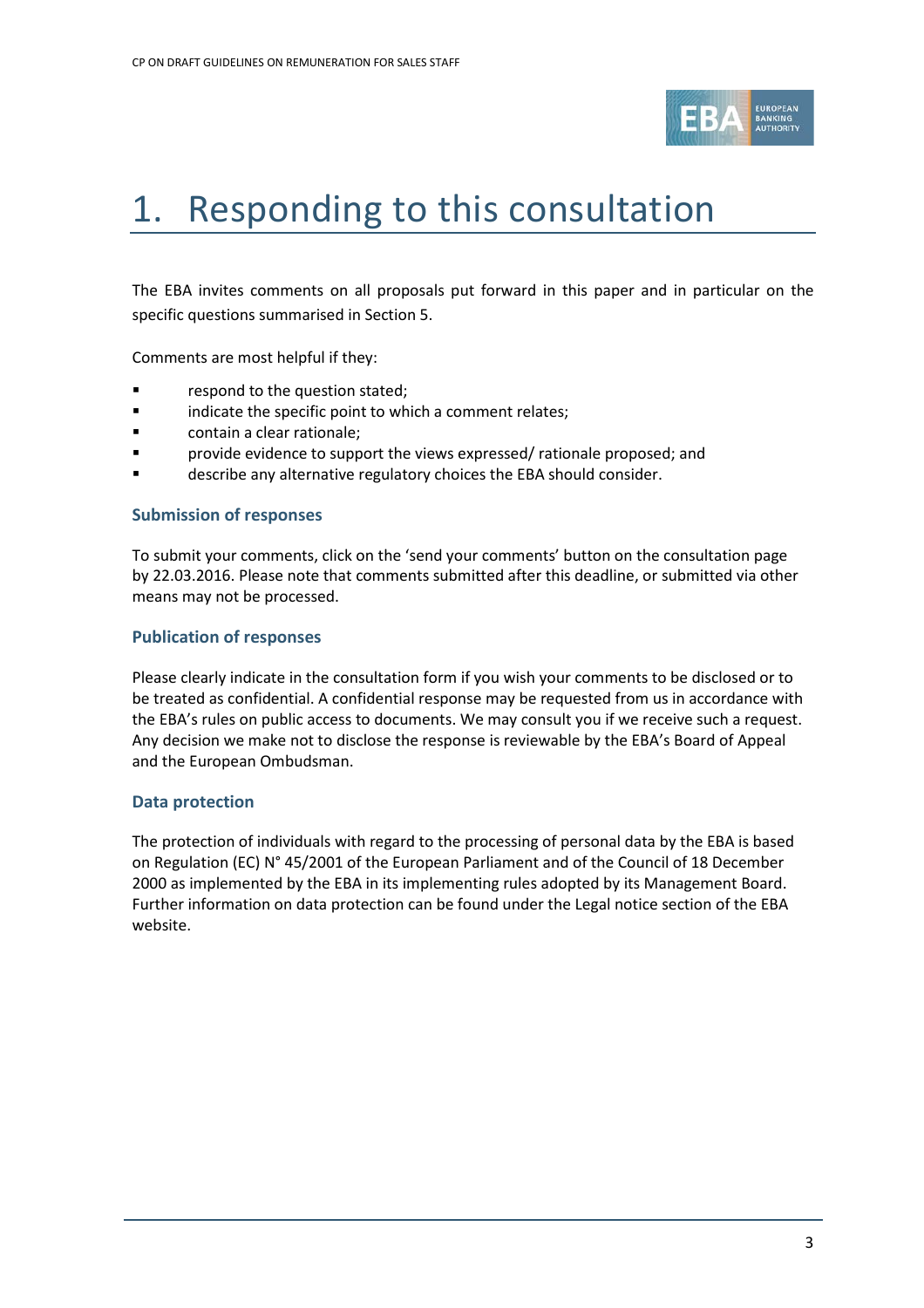# 1. Responding to this consultation

The EBA invites comments on all proposals put forward in this paper and in particular on the specific questions summarised in Section 5.

Comments are most helpful if they:

- respond to the question stated;
- indicate the specific point to which a comment relates;
- contain a clear rationale;
- provide evidence to support the views expressed/ rationale proposed; and
- describe any alternative regulatory choices the EBA should consider.

### Submission of responses

To submit your comments, click on the 'send your comments' button on the consultation page by 22.03.2016. Please note that comments submitted after this deadline, or submitted via other means may not be processed.

### Publication of responses

Please clearly indicate in the consultation form if you wish your comments to be disclosed or to be treated as confidential. A confidential response may be requested from us in accordance with the EBA's rules on public access to documents. We may consult you if we receive such a request. Any decision we make not to disclose the response is reviewable by the EBA's Board of Appeal and the European Ombudsman.

### Data protection

The protection of individuals with regard to the processing of personal data by the EBA is based on Regulation (EC) N° 45/2001 of the European Parliament and of the Council of 18 December 2000 as implemented by the EBA in its implementing rules adopted by its Management Board. Further information on data protection can be found under the Legal notice section of the EBA website.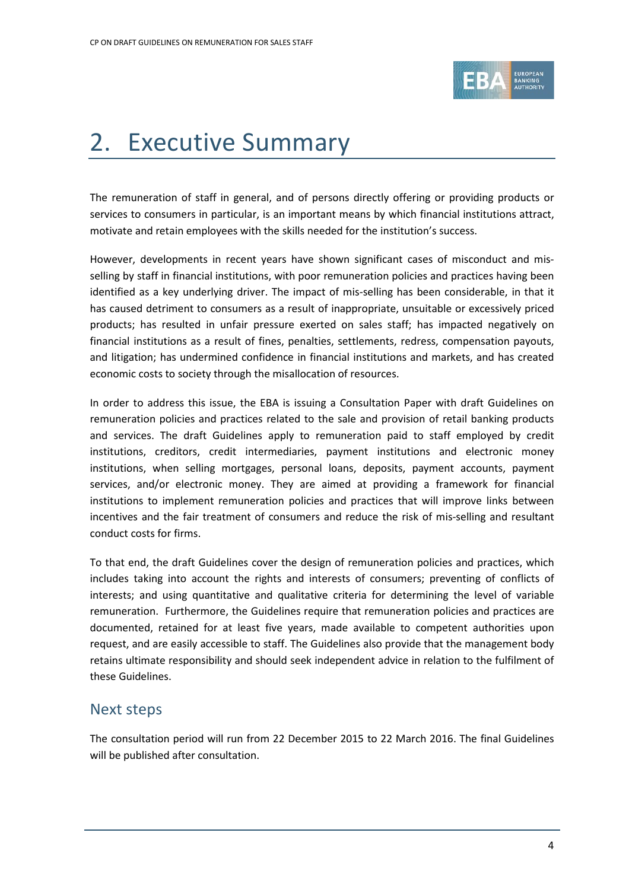# 2. Executive Summary

The remuneration of staff in general, and of persons directly offering or providing products or services to consumers in particular, is an important means by which financial institutions attract, motivate and retain employees with the skills needed for the institution's success.

However, developments in recent years have shown significant cases of misconduct and mis-selling by staff in financial institutions, with poor remuneration policies and practices having been identified as a key underlying driver. The impact of mis-selling has been considerable, in that it has caused detriment to consumers as a result of inappropriate, unsuitable or excessively priced products; has resulted in unfair pressure exerted on sales staff; has impacted negatively on financial institutions as a result of fines, penalties, settlements, redress, compensation payouts, and litigation; has undermined confidence in financial institutions and markets, and has created economic costs to society through the misallocation of resources.

In order to address this issue, the EBA is issuing a Consultation Paper with draft Guidelines on remuneration policies and practices related to the sale and provision of retail banking products and services. The draft Guidelines apply to remuneration paid to staff employed by credit institutions, creditors, credit intermediaries, payment institutions and electronic money institutions, when selling mortgages, personal loans, deposits, payment accounts, payment services, and/or electronic money. They are aimed at providing a framework for financial institutions to implement remuneration policies and practices that will improve links between incentives and the fair treatment of consumers and reduce the risk of mis-selling and resultant conduct costs for firms.

To that end, the draft Guidelines cover the design of remuneration policies and practices, which includes taking into account the rights and interests of consumers; preventing of conflicts of interests; and using quantitative and qualitative criteria for determining the level of variable remuneration. Furthermore, the Guidelines require that remuneration policies and practices are documented, retained for at least five years, made available to competent authorities upon request, and are easily accessible to staff. The Guidelines also provide that the management body retains ultimate responsibility and should seek independent advice in relation to the fulfilment of these Guidelines.

## Next steps

The consultation period will run from 22 December 2015 to 22 March 2016. The final Guidelines will be published after consultation.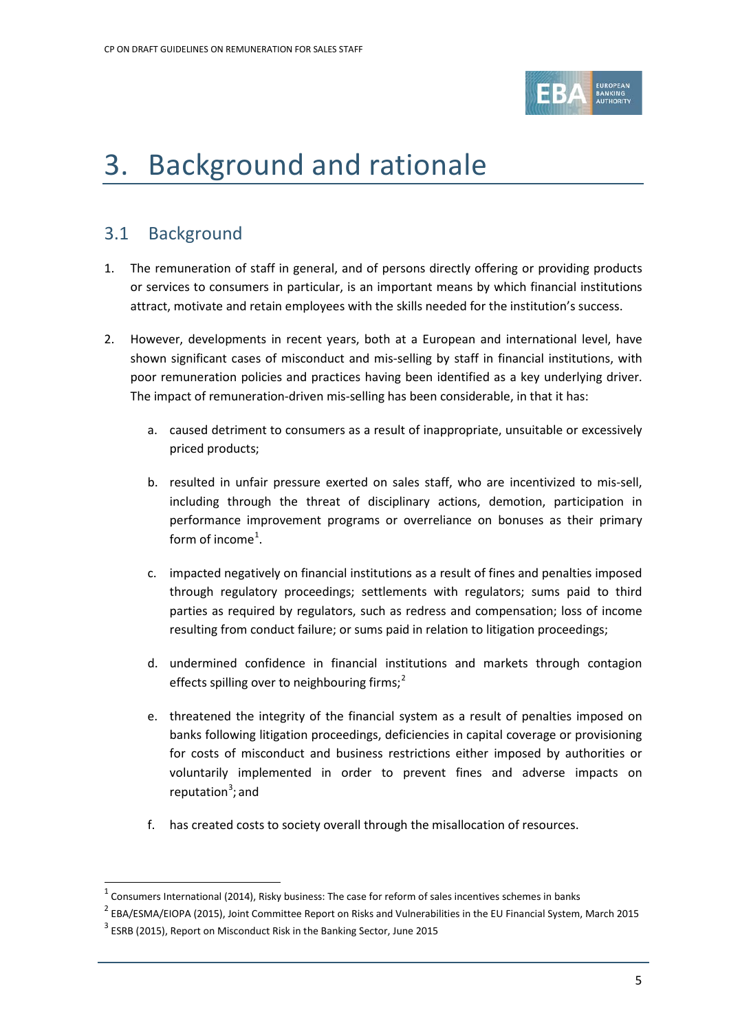# 3. Background and rationale

## 3.1 Background

1. The remuneration of staff in general, and of persons directly offering or providing products or services to consumers in particular, is an important means by which financial institutions attract, motivate and retain employees with the skills needed for the institution's success.

2. However, developments in recent years, both at a European and international level, have shown significant cases of misconduct and mis-selling by staff in financial institutions, with poor remuneration policies and practices having been identified as a key underlying driver. The impact of remuneration-driven mis-selling has been considerable, in that it has:

   a. caused detriment to consumers as a result of inappropriate, unsuitable or excessively priced products;

   b. resulted in unfair pressure exerted on sales staff, who are incentivized to mis-sell, including through the threat of disciplinary actions, demotion, participation in performance improvement programs or overreliance on bonuses as their primary form of income[1].

   c. impacted negatively on financial institutions as a result of fines and penalties imposed through regulatory proceedings; settlements with regulators; sums paid to third parties as required by regulators, such as redress and compensation; loss of income resulting from conduct failure; or sums paid in relation to litigation proceedings;

   d. undermined confidence in financial institutions and markets through contagion effects spilling over to neighbouring firms;[2]

   e. threatened the integrity of the financial system as a result of penalties imposed on banks following litigation proceedings, deficiencies in capital coverage or provisioning for costs of misconduct and business restrictions either imposed by authorities or voluntarily implemented in order to prevent fines and adverse impacts on reputation[3]; and

   f. has created costs to society overall through the misallocation of resources.

---

[1] Consumers International (2014), Risky business: The case for reform of sales incentives schemes in banks

[2] EBA/ESMA/EIOPA (2015), Joint Committee Report on Risks and Vulnerabilities in the EU Financial System, March 2015

[3] ESRB (2015), Report on Misconduct Risk in the Banking Sector, June 2015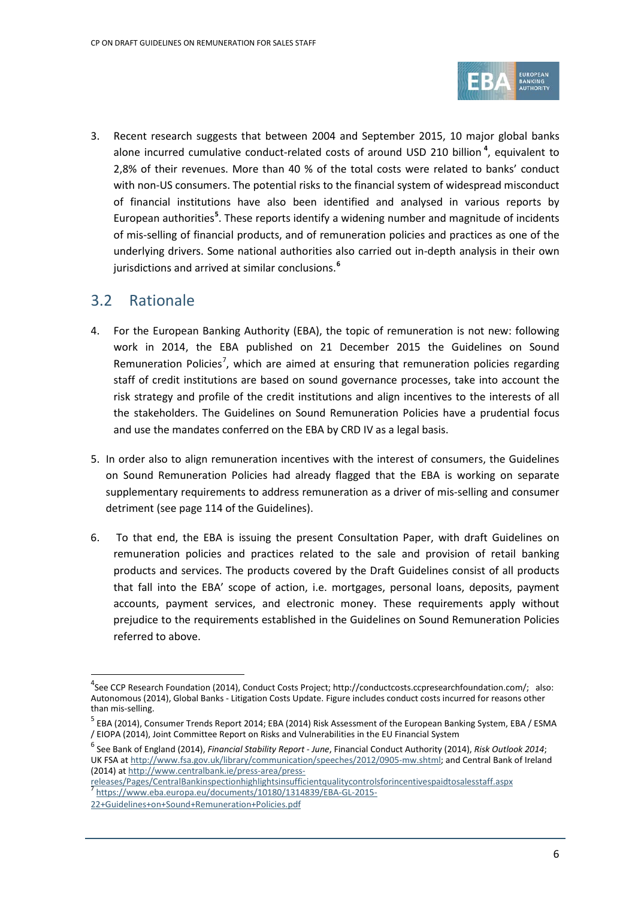3. Recent research suggests that between 2004 and September 2015, 10 major global banks alone incurred cumulative conduct-related costs of around USD 210 billion[4], equivalent to 2,8% of their revenues. More than 40 % of the total costs were related to banks' conduct with non-US consumers. The potential risks to the financial system of widespread misconduct of financial institutions have also been identified and analysed in various reports by European authorities[5]. These reports identify a widening number and magnitude of incidents of mis-selling of financial products, and of remuneration policies and practices as one of the underlying drivers. Some national authorities also carried out in-depth analysis in their own jurisdictions and arrived at similar conclusions.[6]

## 3.2 Rationale

4. For the European Banking Authority (EBA), the topic of remuneration is not new: following work in 2014, the EBA published on 21 December 2015 the Guidelines on Sound Remuneration Policies[7], which are aimed at ensuring that remuneration policies regarding staff of credit institutions are based on sound governance processes, take into account the risk strategy and profile of the credit institutions and align incentives to the interests of all the stakeholders. The Guidelines on Sound Remuneration Policies have a prudential focus and use the mandates conferred on the EBA by CRD IV as a legal basis.

5. In order also to align remuneration incentives with the interest of consumers, the Guidelines on Sound Remuneration Policies had already flagged that the EBA is working on separate supplementary requirements to address remuneration as a driver of mis-selling and consumer detriment (see page 114 of the Guidelines).

6. To that end, the EBA is issuing the present Consultation Paper, with draft Guidelines on remuneration policies and practices related to the sale and provision of retail banking products and services. The products covered by the Draft Guidelines consist of all products that fall into the EBA' scope of action, i.e. mortgages, personal loans, deposits, payment accounts, payment services, and electronic money. These requirements apply without prejudice to the requirements established in the Guidelines on Sound Remuneration Policies referred to above.

---

[4] See CCP Research Foundation (2014), Conduct Costs Project; http://conductcosts.ccpresearchfoundation.com/; also: Autonomous (2014), Global Banks - Litigation Costs Update. Figure includes conduct costs incurred for reasons other than mis-selling.

[5] EBA (2014), Consumer Trends Report 2014; EBA (2014) Risk Assessment of the European Banking System, EBA / ESMA / EIOPA (2014), Joint Committee Report on Risks and Vulnerabilities in the EU Financial System

[6] See Bank of England (2014), *Financial Stability Report - June*, Financial Conduct Authority (2014), *Risk Outlook 2014*; UK FSA at http://www.fsa.gov.uk/library/communication/speeches/2012/0905-mw.shtml; and Central Bank of Ireland (2014) at http://www.centralbank.ie/press-area/press-releases/Pages/CentralBankinspectionhighlightsinsufficientqualitycontrolsforincentivespaidtosalesstaff.aspx

[7] https://www.eba.europa.eu/documents/10180/1314839/EBA-GL-2015-22+Guidelines+on+Sound+Remuneration+Policies.pdf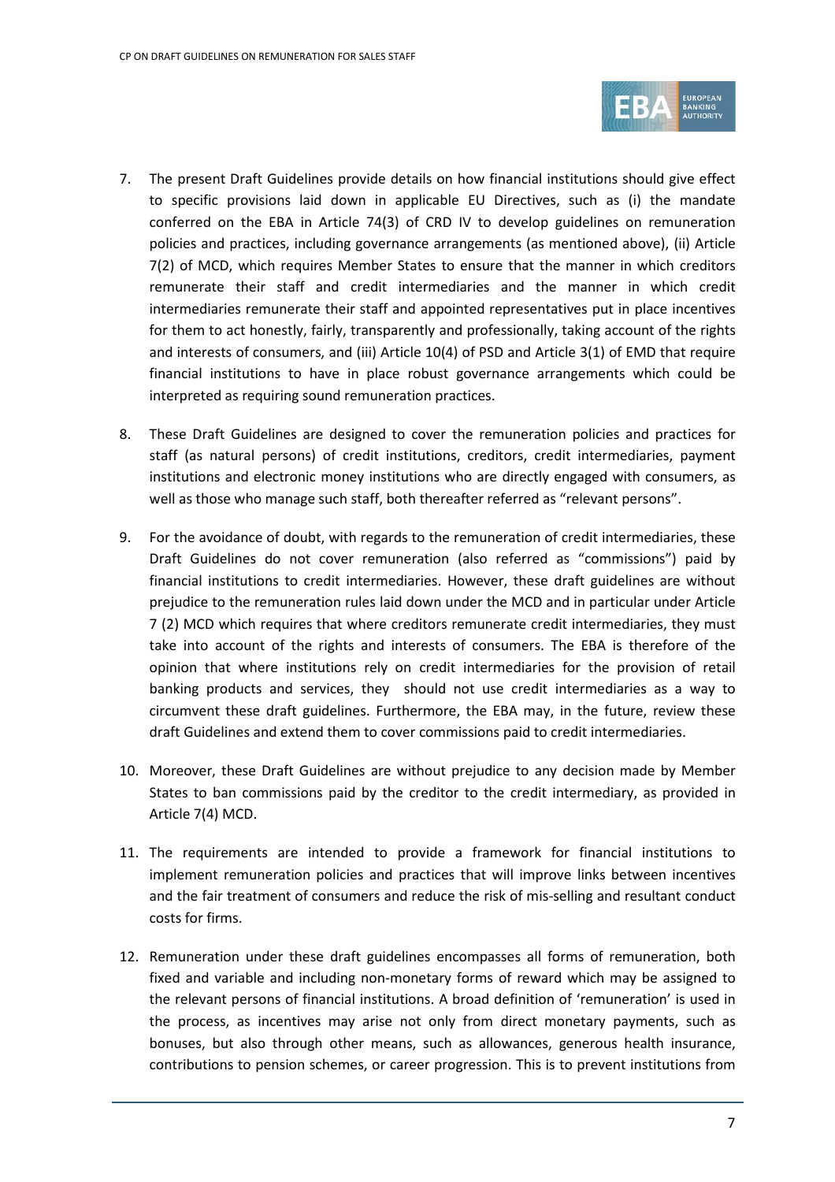7. The present Draft Guidelines provide details on how financial institutions should give effect to specific provisions laid down in applicable EU Directives, such as (i) the mandate conferred on the EBA in Article 74(3) of CRD IV to develop guidelines on remuneration policies and practices, including governance arrangements (as mentioned above), (ii) Article 7(2) of MCD, which requires Member States to ensure that the manner in which creditors remunerate their staff and credit intermediaries and the manner in which credit intermediaries remunerate their staff and appointed representatives put in place incentives for them to act honestly, fairly, transparently and professionally, taking account of the rights and interests of consumers, and (iii) Article 10(4) of PSD and Article 3(1) of EMD that require financial institutions to have in place robust governance arrangements which could be interpreted as requiring sound remuneration practices.

8. These Draft Guidelines are designed to cover the remuneration policies and practices for staff (as natural persons) of credit institutions, creditors, credit intermediaries, payment institutions and electronic money institutions who are directly engaged with consumers, as well as those who manage such staff, both thereafter referred as "relevant persons".

9. For the avoidance of doubt, with regards to the remuneration of credit intermediaries, these Draft Guidelines do not cover remuneration (also referred as "commissions") paid by financial institutions to credit intermediaries. However, these draft guidelines are without prejudice to the remuneration rules laid down under the MCD and in particular under Article 7 (2) MCD which requires that where creditors remunerate credit intermediaries, they must take into account of the rights and interests of consumers. The EBA is therefore of the opinion that where institutions rely on credit intermediaries for the provision of retail banking products and services, they should not use credit intermediaries as a way to circumvent these draft guidelines. Furthermore, the EBA may, in the future, review these draft Guidelines and extend them to cover commissions paid to credit intermediaries.

10. Moreover, these Draft Guidelines are without prejudice to any decision made by Member States to ban commissions paid by the creditor to the credit intermediary, as provided in Article 7(4) MCD.

11. The requirements are intended to provide a framework for financial institutions to implement remuneration policies and practices that will improve links between incentives and the fair treatment of consumers and reduce the risk of mis-selling and resultant conduct costs for firms.

12. Remuneration under these draft guidelines encompasses all forms of remuneration, both fixed and variable and including non-monetary forms of reward which may be assigned to the relevant persons of financial institutions. A broad definition of 'remuneration' is used in the process, as incentives may arise not only from direct monetary payments, such as bonuses, but also through other means, such as allowances, generous health insurance, contributions to pension schemes, or career progression. This is to prevent institutions from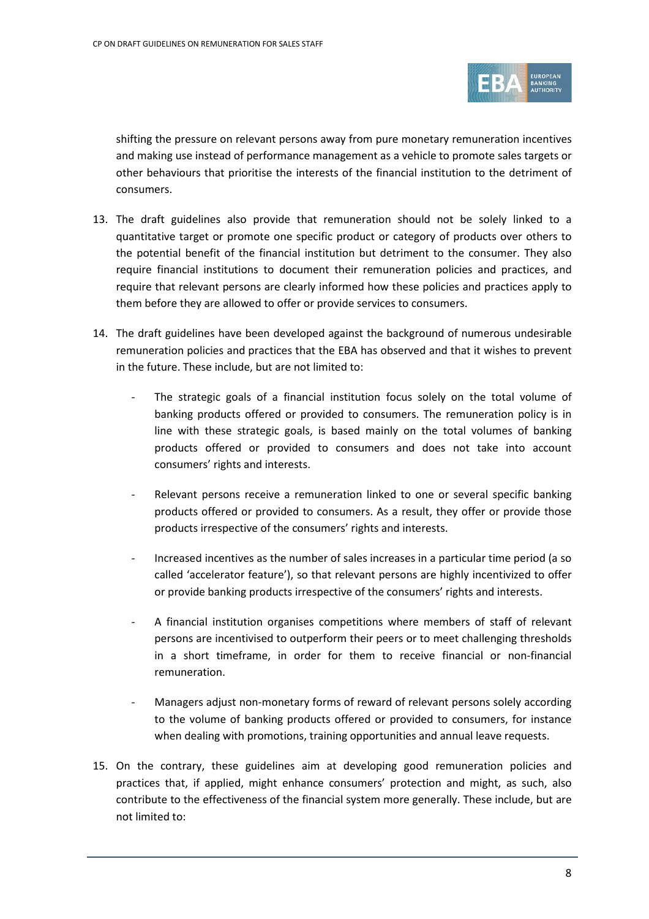shifting the pressure on relevant persons away from pure monetary remuneration incentives and making use instead of performance management as a vehicle to promote sales targets or other behaviours that prioritise the interests of the financial institution to the detriment of consumers.

13. The draft guidelines also provide that remuneration should not be solely linked to a quantitative target or promote one specific product or category of products over others to the potential benefit of the financial institution but detriment to the consumer. They also require financial institutions to document their remuneration policies and practices, and require that relevant persons are clearly informed how these policies and practices apply to them before they are allowed to offer or provide services to consumers.

14. The draft guidelines have been developed against the background of numerous undesirable remuneration policies and practices that the EBA has observed and that it wishes to prevent in the future. These include, but are not limited to:

    - The strategic goals of a financial institution focus solely on the total volume of banking products offered or provided to consumers. The remuneration policy is in line with these strategic goals, is based mainly on the total volumes of banking products offered or provided to consumers and does not take into account consumers' rights and interests.

    - Relevant persons receive a remuneration linked to one or several specific banking products offered or provided to consumers. As a result, they offer or provide those products irrespective of the consumers' rights and interests.

    - Increased incentives as the number of sales increases in a particular time period (a so called 'accelerator feature'), so that relevant persons are highly incentivized to offer or provide banking products irrespective of the consumers' rights and interests.

    - A financial institution organises competitions where members of staff of relevant persons are incentivised to outperform their peers or to meet challenging thresholds in a short timeframe, in order for them to receive financial or non-financial remuneration.

    - Managers adjust non-monetary forms of reward of relevant persons solely according to the volume of banking products offered or provided to consumers, for instance when dealing with promotions, training opportunities and annual leave requests.

15. On the contrary, these guidelines aim at developing good remuneration policies and practices that, if applied, might enhance consumers' protection and might, as such, also contribute to the effectiveness of the financial system more generally. These include, but are not limited to: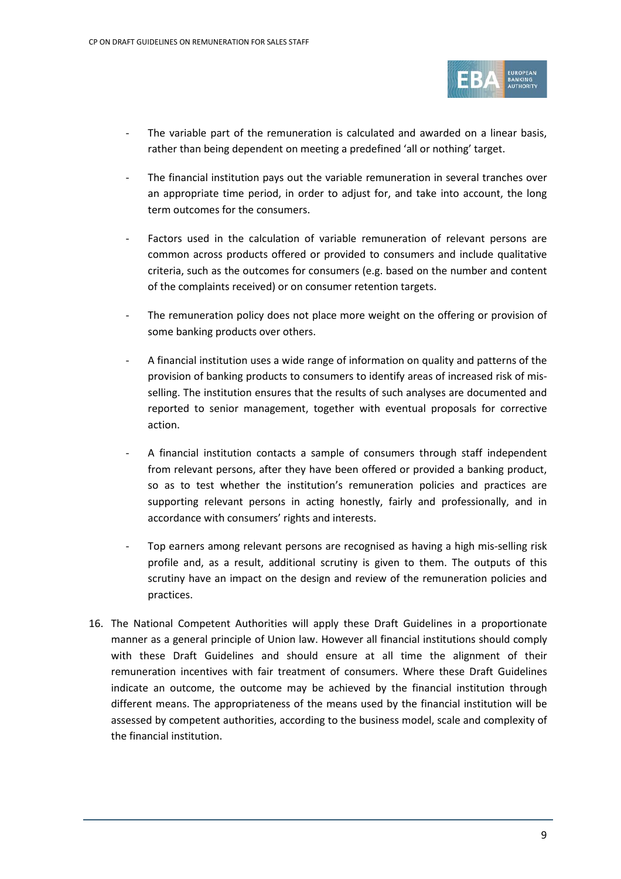- The variable part of the remuneration is calculated and awarded on a linear basis, rather than being dependent on meeting a predefined 'all or nothing' target.
- The financial institution pays out the variable remuneration in several tranches over an appropriate time period, in order to adjust for, and take into account, the long term outcomes for the consumers.
- Factors used in the calculation of variable remuneration of relevant persons are common across products offered or provided to consumers and include qualitative criteria, such as the outcomes for consumers (e.g. based on the number and content of the complaints received) or on consumer retention targets.
- The remuneration policy does not place more weight on the offering or provision of some banking products over others.
- A financial institution uses a wide range of information on quality and patterns of the provision of banking products to consumers to identify areas of increased risk of mis-selling. The institution ensures that the results of such analyses are documented and reported to senior management, together with eventual proposals for corrective action.
- A financial institution contacts a sample of consumers through staff independent from relevant persons, after they have been offered or provided a banking product, so as to test whether the institution's remuneration policies and practices are supporting relevant persons in acting honestly, fairly and professionally, and in accordance with consumers' rights and interests.
- Top earners among relevant persons are recognised as having a high mis-selling risk profile and, as a result, additional scrutiny is given to them. The outputs of this scrutiny have an impact on the design and review of the remuneration policies and practices.

16. The National Competent Authorities will apply these Draft Guidelines in a proportionate manner as a general principle of Union law. However all financial institutions should comply with these Draft Guidelines and should ensure at all time the alignment of their remuneration incentives with fair treatment of consumers. Where these Draft Guidelines indicate an outcome, the outcome may be achieved by the financial institution through different means. The appropriateness of the means used by the financial institution will be assessed by competent authorities, according to the business model, scale and complexity of the financial institution.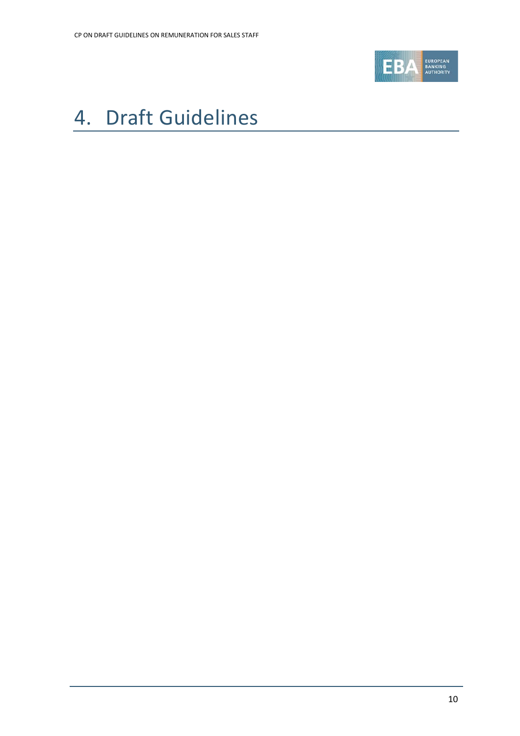# 4. Draft Guidelines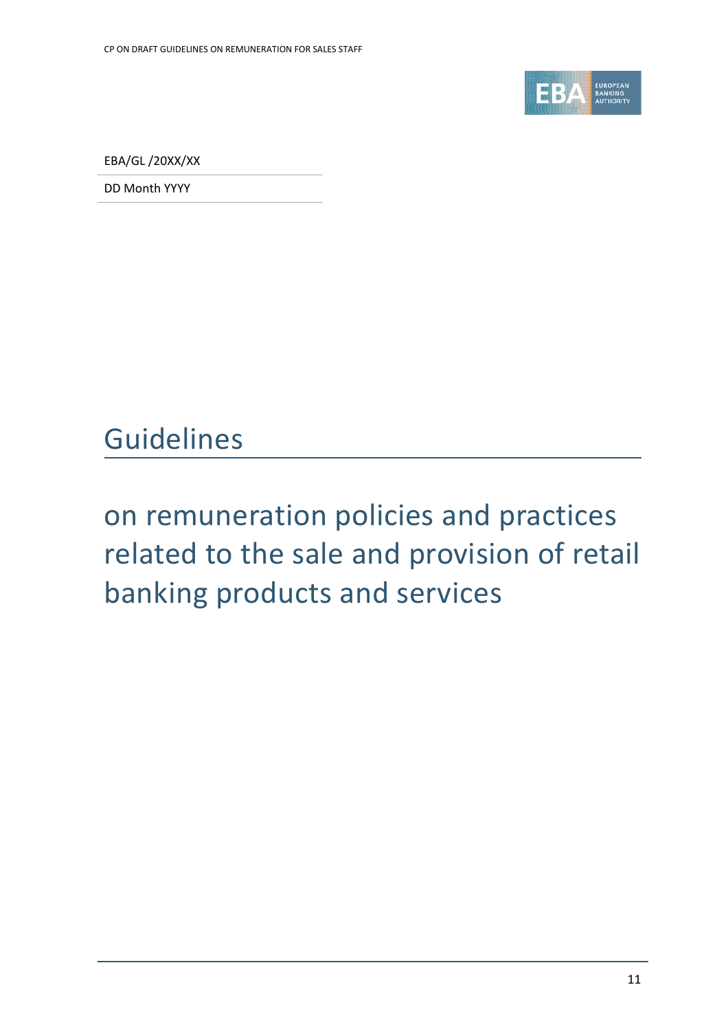EBA/GL /20XX/XX

DD Month YYYY

# Guidelines

## on remuneration policies and practices related to the sale and provision of retail banking products and services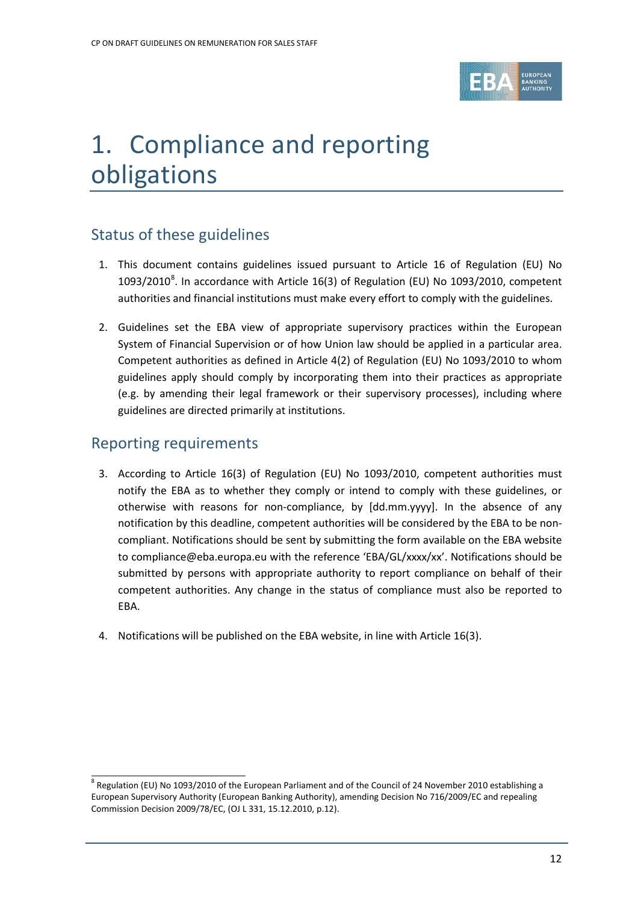# 1. Compliance and reporting obligations

## Status of these guidelines

1. This document contains guidelines issued pursuant to Article 16 of Regulation (EU) No 1093/2010[8]. In accordance with Article 16(3) of Regulation (EU) No 1093/2010, competent authorities and financial institutions must make every effort to comply with the guidelines.

2. Guidelines set the EBA view of appropriate supervisory practices within the European System of Financial Supervision or of how Union law should be applied in a particular area. Competent authorities as defined in Article 4(2) of Regulation (EU) No 1093/2010 to whom guidelines apply should comply by incorporating them into their practices as appropriate (e.g. by amending their legal framework or their supervisory processes), including where guidelines are directed primarily at institutions.

## Reporting requirements

3. According to Article 16(3) of Regulation (EU) No 1093/2010, competent authorities must notify the EBA as to whether they comply or intend to comply with these guidelines, or otherwise with reasons for non-compliance, by [dd.mm.yyyy]. In the absence of any notification by this deadline, competent authorities will be considered by the EBA to be non-compliant. Notifications should be sent by submitting the form available on the EBA website to compliance@eba.europa.eu with the reference 'EBA/GL/xxxx/xx'. Notifications should be submitted by persons with appropriate authority to report compliance on behalf of their competent authorities. Any change in the status of compliance must also be reported to EBA.

4. Notifications will be published on the EBA website, in line with Article 16(3).

---

[8] Regulation (EU) No 1093/2010 of the European Parliament and of the Council of 24 November 2010 establishing a European Supervisory Authority (European Banking Authority), amending Decision No 716/2009/EC and repealing Commission Decision 2009/78/EC, (OJ L 331, 15.12.2010, p.12).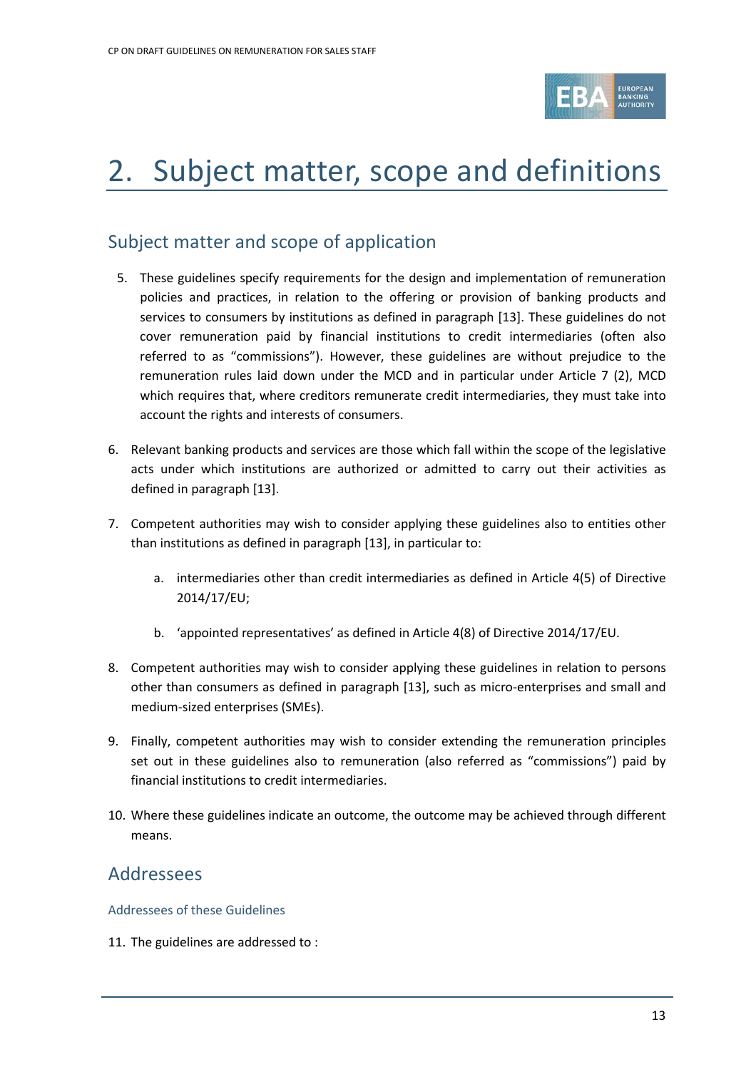# 2. Subject matter, scope and definitions

## Subject matter and scope of application

5. These guidelines specify requirements for the design and implementation of remuneration policies and practices, in relation to the offering or provision of banking products and services to consumers by institutions as defined in paragraph [13]. These guidelines do not cover remuneration paid by financial institutions to credit intermediaries (often also referred to as "commissions"). However, these guidelines are without prejudice to the remuneration rules laid down under the MCD and in particular under Article 7 (2), MCD which requires that, where creditors remunerate credit intermediaries, they must take into account the rights and interests of consumers.

6. Relevant banking products and services are those which fall within the scope of the legislative acts under which institutions are authorized or admitted to carry out their activities as defined in paragraph [13].

7. Competent authorities may wish to consider applying these guidelines also to entities other than institutions as defined in paragraph [13], in particular to:

   a. intermediaries other than credit intermediaries as defined in Article 4(5) of Directive 2014/17/EU;

   b. 'appointed representatives' as defined in Article 4(8) of Directive 2014/17/EU.

8. Competent authorities may wish to consider applying these guidelines in relation to persons other than consumers as defined in paragraph [13], such as micro-enterprises and small and medium-sized enterprises (SMEs).

9. Finally, competent authorities may wish to consider extending the remuneration principles set out in these guidelines also to remuneration (also referred as "commissions") paid by financial institutions to credit intermediaries.

10. Where these guidelines indicate an outcome, the outcome may be achieved through different means.

## Addressees

### Addressees of these Guidelines

11. The guidelines are addressed to :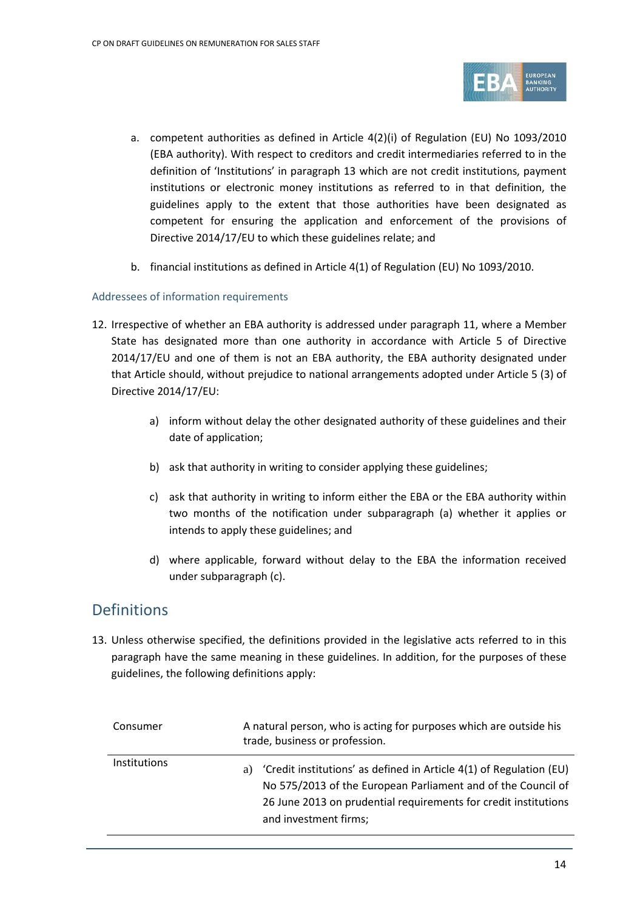a. competent authorities as defined in Article 4(2)(i) of Regulation (EU) No 1093/2010 (EBA authority). With respect to creditors and credit intermediaries referred to in the definition of 'Institutions' in paragraph 13 which are not credit institutions, payment institutions or electronic money institutions as referred to in that definition, the guidelines apply to the extent that those authorities have been designated as competent for ensuring the application and enforcement of the provisions of Directive 2014/17/EU to which these guidelines relate; and

b. financial institutions as defined in Article 4(1) of Regulation (EU) No 1093/2010.

### Addressees of information requirements

12. Irrespective of whether an EBA authority is addressed under paragraph 11, where a Member State has designated more than one authority in accordance with Article 5 of Directive 2014/17/EU and one of them is not an EBA authority, the EBA authority designated under that Article should, without prejudice to national arrangements adopted under Article 5 (3) of Directive 2014/17/EU:

    a) inform without delay the other designated authority of these guidelines and their date of application;

    b) ask that authority in writing to consider applying these guidelines;

    c) ask that authority in writing to inform either the EBA or the EBA authority within two months of the notification under subparagraph (a) whether it applies or intends to apply these guidelines; and

    d) where applicable, forward without delay to the EBA the information received under subparagraph (c).

## Definitions

13. Unless otherwise specified, the definitions provided in the legislative acts referred to in this paragraph have the same meaning in these guidelines. In addition, for the purposes of these guidelines, the following definitions apply:

| | |
|---|---|
| Consumer | A natural person, who is acting for purposes which are outside his trade, business or profession. |
| Institutions | a) 'Credit institutions' as defined in Article 4(1) of Regulation (EU) No 575/2013 of the European Parliament and of the Council of 26 June 2013 on prudential requirements for credit institutions and investment firms; |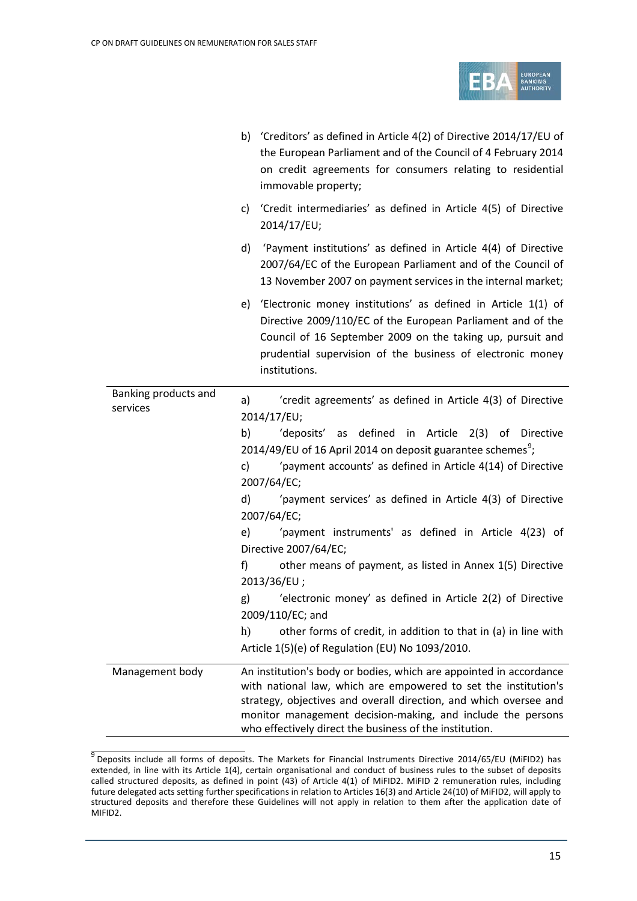| | |
|---|---|
| | b) 'Creditors' as defined in Article 4(2) of Directive 2014/17/EU of the European Parliament and of the Council of 4 February 2014 on credit agreements for consumers relating to residential immovable property;<br><br>c) 'Credit intermediaries' as defined in Article 4(5) of Directive 2014/17/EU;<br><br>d) 'Payment institutions' as defined in Article 4(4) of Directive 2007/64/EC of the European Parliament and of the Council of 13 November 2007 on payment services in the internal market;<br><br>e) 'Electronic money institutions' as defined in Article 1(1) of Directive 2009/110/EC of the European Parliament and of the Council of 16 September 2009 on the taking up, pursuit and prudential supervision of the business of electronic money institutions. |
| Banking products and services | a) 'credit agreements' as defined in Article 4(3) of Directive 2014/17/EU;<br>b) 'deposits' as defined in Article 2(3) of Directive 2014/49/EU of 16 April 2014 on deposit guarantee schemes[9];<br>c) 'payment accounts' as defined in Article 4(14) of Directive 2007/64/EC;<br>d) 'payment services' as defined in Article 4(3) of Directive 2007/64/EC;<br>e) 'payment instruments' as defined in Article 4(23) of Directive 2007/64/EC;<br>f) other means of payment, as listed in Annex 1(5) Directive 2013/36/EU ;<br>g) 'electronic money' as defined in Article 2(2) of Directive 2009/110/EC; and<br>h) other forms of credit, in addition to that in (a) in line with Article 1(5)(e) of Regulation (EU) No 1093/2010. |
| Management body | An institution's body or bodies, which are appointed in accordance with national law, which are empowered to set the institution's strategy, objectives and overall direction, and which oversee and monitor management decision-making, and include the persons who effectively direct the business of the institution. |

[9] Deposits include all forms of deposits. The Markets for Financial Instruments Directive 2014/65/EU (MiFID2) has extended, in line with its Article 1(4), certain organisational and conduct of business rules to the subset of deposits called structured deposits, as defined in point (43) of Article 4(1) of MiFID2. MiFID 2 remuneration rules, including future delegated acts setting further specifications in relation to Articles 16(3) and Article 24(10) of MiFID2, will apply to structured deposits and therefore these Guidelines will not apply in relation to them after the application date of MIFID2.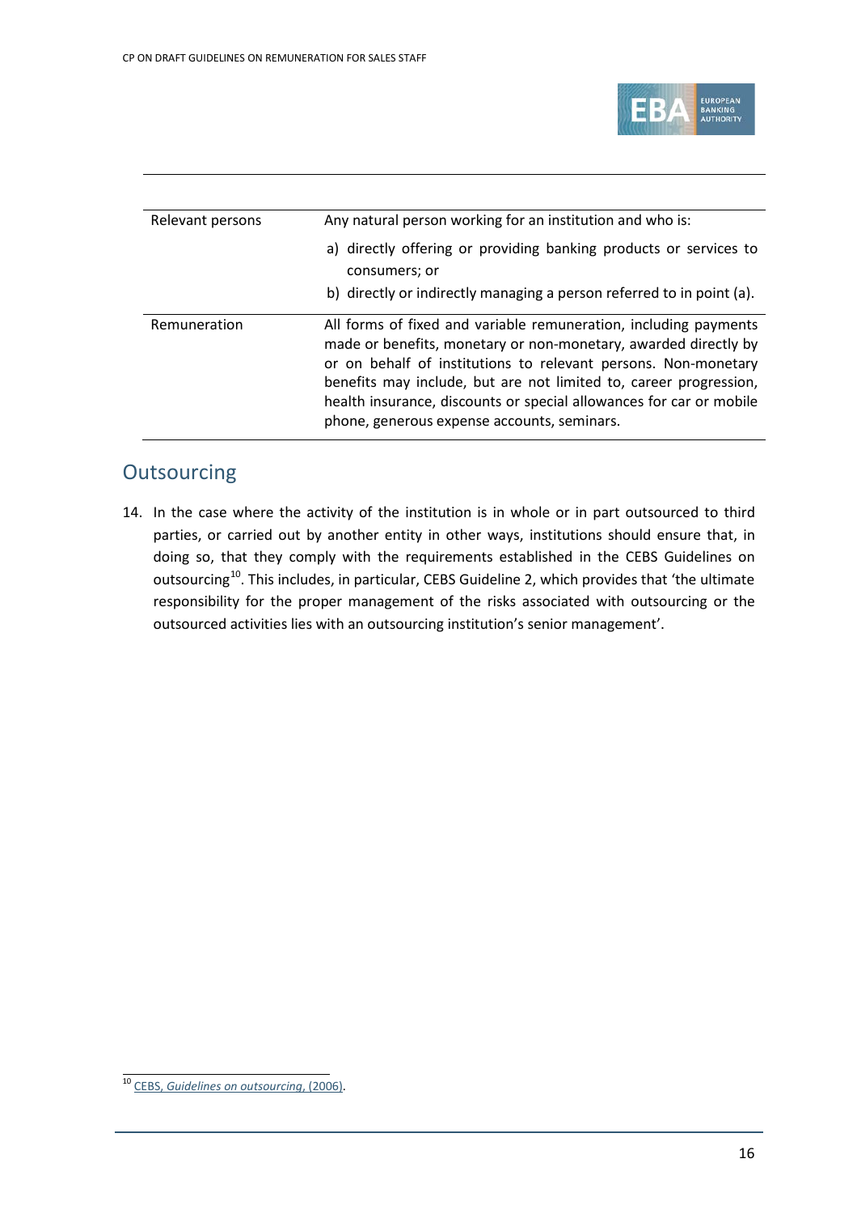| | |
|---|---|
| Relevant persons | Any natural person working for an institution and who is:<br>a) directly offering or providing banking products or services to consumers; or<br>b) directly or indirectly managing a person referred to in point (a). |
| Remuneration | All forms of fixed and variable remuneration, including payments made or benefits, monetary or non-monetary, awarded directly by or on behalf of institutions to relevant persons. Non-monetary benefits may include, but are not limited to, career progression, health insurance, discounts or special allowances for car or mobile phone, generous expense accounts, seminars. |

## Outsourcing

14. In the case where the activity of the institution is in whole or in part outsourced to third parties, or carried out by another entity in other ways, institutions should ensure that, in doing so, that they comply with the requirements established in the CEBS Guidelines on outsourcing[10]. This includes, in particular, CEBS Guideline 2, which provides that 'the ultimate responsibility for the proper management of the risks associated with outsourcing or the outsourced activities lies with an outsourcing institution's senior management'.

[10] CEBS, *Guidelines on outsourcing*, (2006).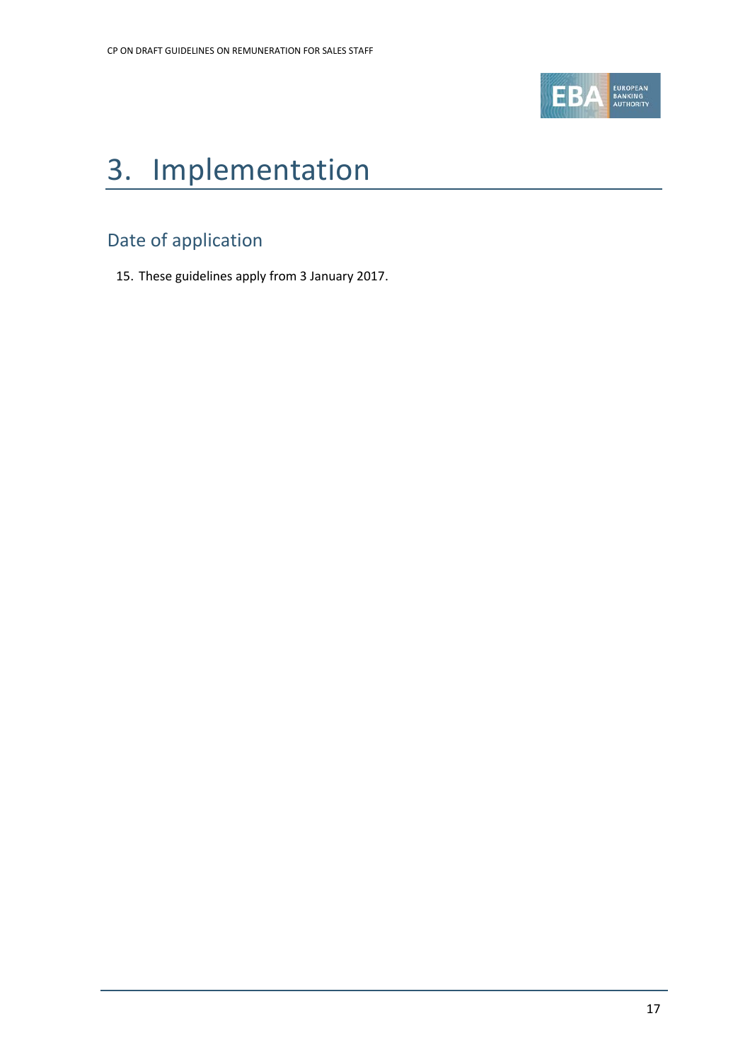# 3. Implementation

## Date of application

15. These guidelines apply from 3 January 2017.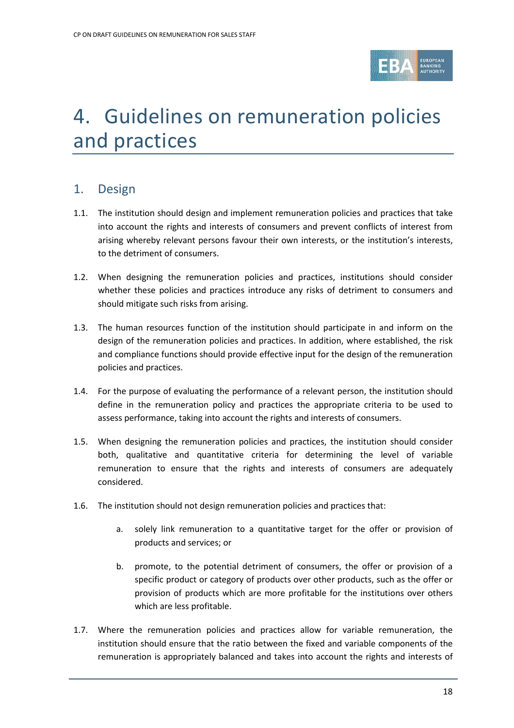# 4. Guidelines on remuneration policies and practices

## 1. Design

1.1. The institution should design and implement remuneration policies and practices that take into account the rights and interests of consumers and prevent conflicts of interest from arising whereby relevant persons favour their own interests, or the institution's interests, to the detriment of consumers.

1.2. When designing the remuneration policies and practices, institutions should consider whether these policies and practices introduce any risks of detriment to consumers and should mitigate such risks from arising.

1.3. The human resources function of the institution should participate in and inform on the design of the remuneration policies and practices. In addition, where established, the risk and compliance functions should provide effective input for the design of the remuneration policies and practices.

1.4. For the purpose of evaluating the performance of a relevant person, the institution should define in the remuneration policy and practices the appropriate criteria to be used to assess performance, taking into account the rights and interests of consumers.

1.5. When designing the remuneration policies and practices, the institution should consider both, qualitative and quantitative criteria for determining the level of variable remuneration to ensure that the rights and interests of consumers are adequately considered.

1.6. The institution should not design remuneration policies and practices that:

  a. solely link remuneration to a quantitative target for the offer or provision of products and services; or

  b. promote, to the potential detriment of consumers, the offer or provision of a specific product or category of products over other products, such as the offer or provision of products which are more profitable for the institutions over others which are less profitable.

1.7. Where the remuneration policies and practices allow for variable remuneration, the institution should ensure that the ratio between the fixed and variable components of the remuneration is appropriately balanced and takes into account the rights and interests of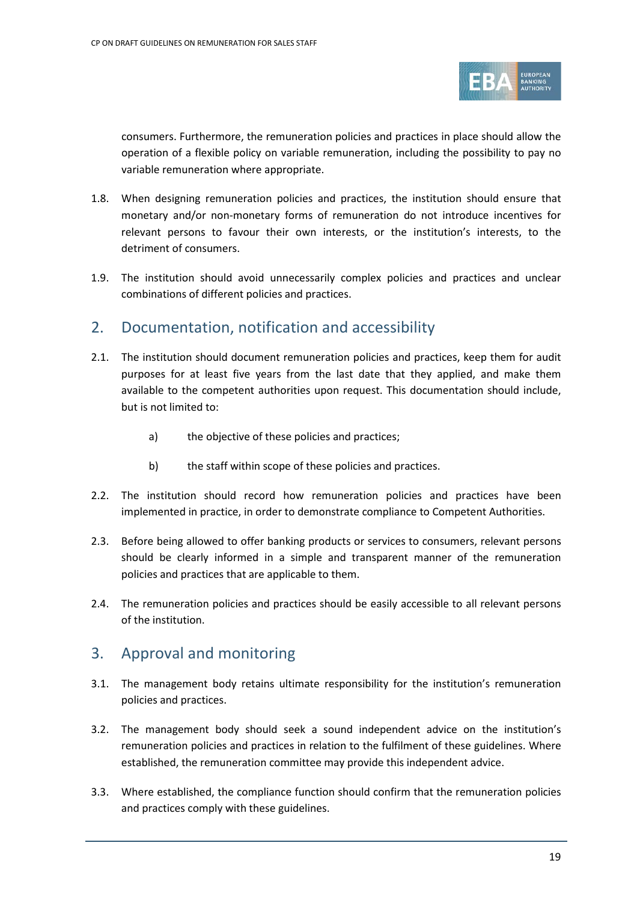consumers. Furthermore, the remuneration policies and practices in place should allow the operation of a flexible policy on variable remuneration, including the possibility to pay no variable remuneration where appropriate.

1.8. When designing remuneration policies and practices, the institution should ensure that monetary and/or non-monetary forms of remuneration do not introduce incentives for relevant persons to favour their own interests, or the institution's interests, to the detriment of consumers.

1.9. The institution should avoid unnecessarily complex policies and practices and unclear combinations of different policies and practices.

## 2. Documentation, notification and accessibility

2.1. The institution should document remuneration policies and practices, keep them for audit purposes for at least five years from the last date that they applied, and make them available to the competent authorities upon request. This documentation should include, but is not limited to:

   a) the objective of these policies and practices;

   b) the staff within scope of these policies and practices.

2.2. The institution should record how remuneration policies and practices have been implemented in practice, in order to demonstrate compliance to Competent Authorities.

2.3. Before being allowed to offer banking products or services to consumers, relevant persons should be clearly informed in a simple and transparent manner of the remuneration policies and practices that are applicable to them.

2.4. The remuneration policies and practices should be easily accessible to all relevant persons of the institution.

## 3. Approval and monitoring

3.1. The management body retains ultimate responsibility for the institution's remuneration policies and practices.

3.2. The management body should seek a sound independent advice on the institution's remuneration policies and practices in relation to the fulfilment of these guidelines. Where established, the remuneration committee may provide this independent advice.

3.3. Where established, the compliance function should confirm that the remuneration policies and practices comply with these guidelines.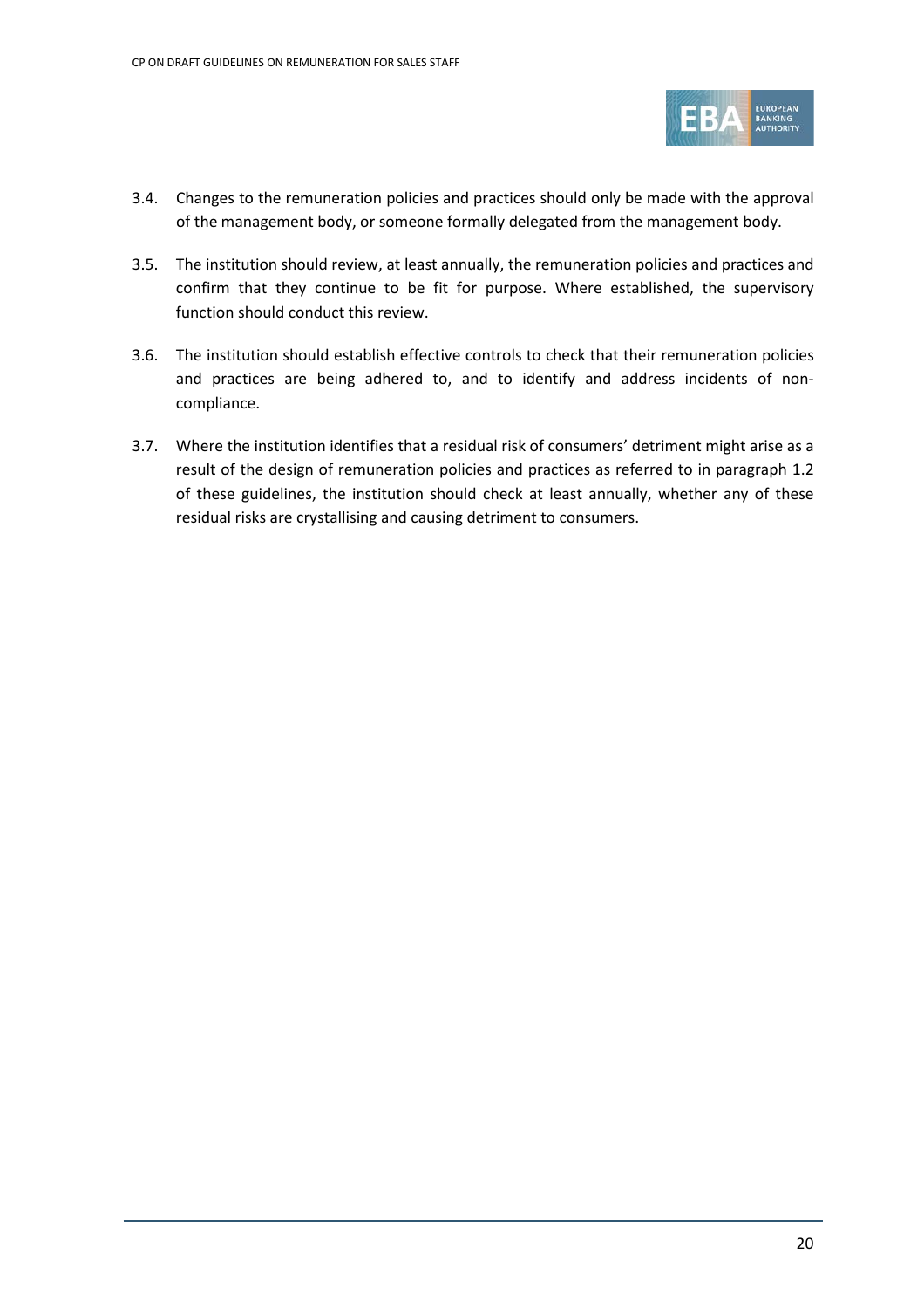3.4. Changes to the remuneration policies and practices should only be made with the approval of the management body, or someone formally delegated from the management body.

3.5. The institution should review, at least annually, the remuneration policies and practices and confirm that they continue to be fit for purpose. Where established, the supervisory function should conduct this review.

3.6. The institution should establish effective controls to check that their remuneration policies and practices are being adhered to, and to identify and address incidents of non-compliance.

3.7. Where the institution identifies that a residual risk of consumers' detriment might arise as a result of the design of remuneration policies and practices as referred to in paragraph 1.2 of these guidelines, the institution should check at least annually, whether any of these residual risks are crystallising and causing detriment to consumers.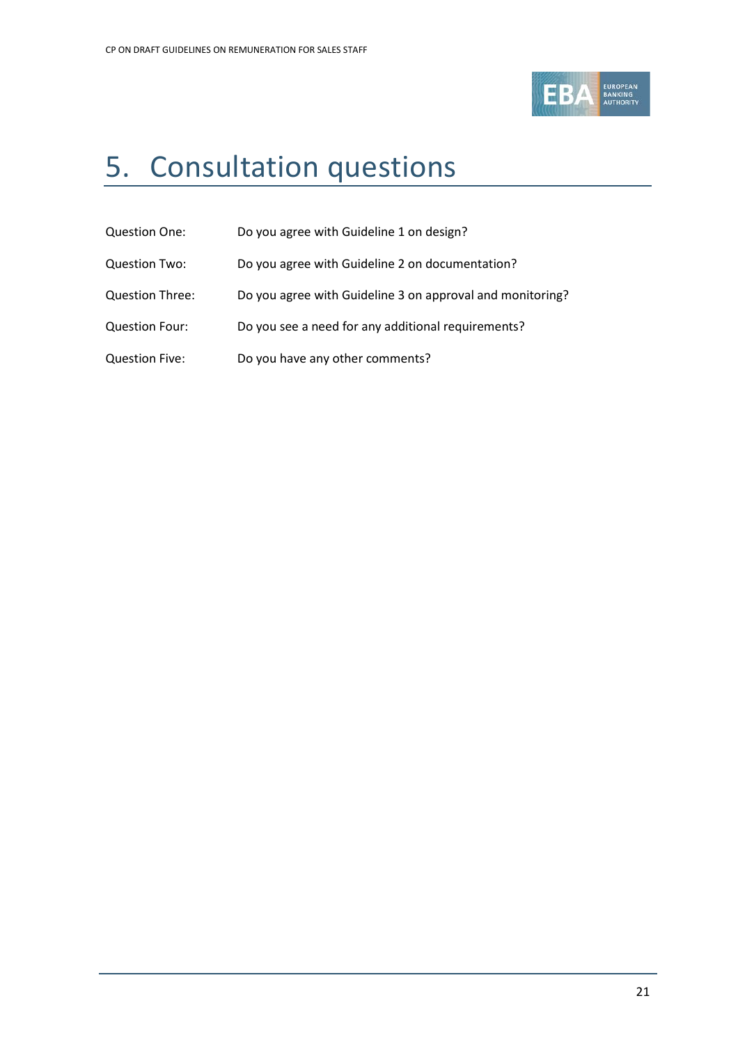# 5. Consultation questions

| | |
|---|---|
| Question One: | Do you agree with Guideline 1 on design? |
| Question Two: | Do you agree with Guideline 2 on documentation? |
| Question Three: | Do you agree with Guideline 3 on approval and monitoring? |
| Question Four: | Do you see a need for any additional requirements? |
| Question Five: | Do you have any other comments? |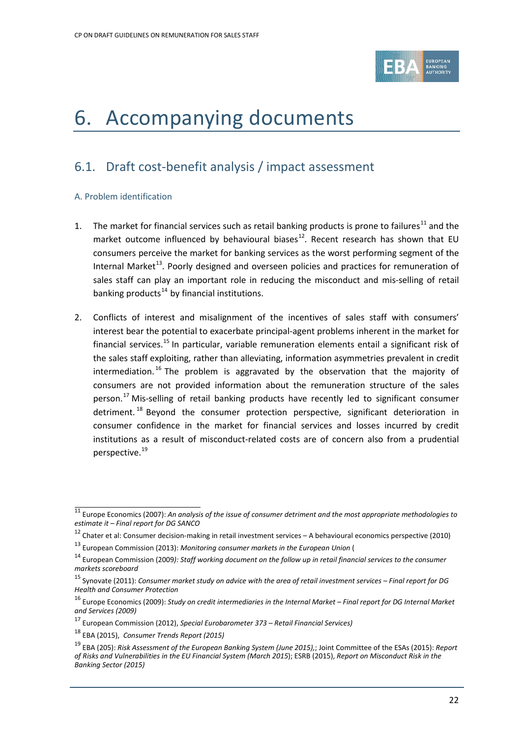# 6. Accompanying documents

## 6.1. Draft cost-benefit analysis / impact assessment

### A. Problem identification

1. The market for financial services such as retail banking products is prone to failures[11] and the market outcome influenced by behavioural biases[12]. Recent research has shown that EU consumers perceive the market for banking services as the worst performing segment of the Internal Market[13]. Poorly designed and overseen policies and practices for remuneration of sales staff can play an important role in reducing the misconduct and mis-selling of retail banking products[14] by financial institutions.

2. Conflicts of interest and misalignment of the incentives of sales staff with consumers' interest bear the potential to exacerbate principal-agent problems inherent in the market for financial services.[15] In particular, variable remuneration elements entail a significant risk of the sales staff exploiting, rather than alleviating, information asymmetries prevalent in credit intermediation.[16] The problem is aggravated by the observation that the majority of consumers are not provided information about the remuneration structure of the sales person.[17] Mis-selling of retail banking products have recently led to significant consumer detriment.[18] Beyond the consumer protection perspective, significant deterioration in consumer confidence in the market for financial services and losses incurred by credit institutions as a result of misconduct-related costs are of concern also from a prudential perspective.[19]

---

[11] Europe Economics (2007): *An analysis of the issue of consumer detriment and the most appropriate methodologies to estimate it – Final report for DG SANCO*

[12] Chater et al: Consumer decision-making in retail investment services – A behavioural economics perspective (2010)

[13] European Commission (2013): *Monitoring consumer markets in the European Union* (

[14] European Commission (2009*): Staff working document on the follow up in retail financial services to the consumer markets scoreboard*

[15] Synovate (2011): *Consumer market study on advice with the area of retail investment services – Final report for DG Health and Consumer Protection*

[16] Europe Economics (2009): *Study on credit intermediaries in the Internal Market – Final report for DG Internal Market and Services (2009)*

[17] European Commission (2012), *Special Eurobarometer 373 – Retail Financial Services)*

[18] EBA (2015), *Consumer Trends Report (2015)*

[19] EBA (205): *Risk Assessment of the European Banking System (June 2015),*; Joint Committee of the ESAs (2015): *Report of Risks and Vulnerabilities in the EU Financial System (March 2015*); ESRB (2015), *Report on Misconduct Risk in the Banking Sector (2015)*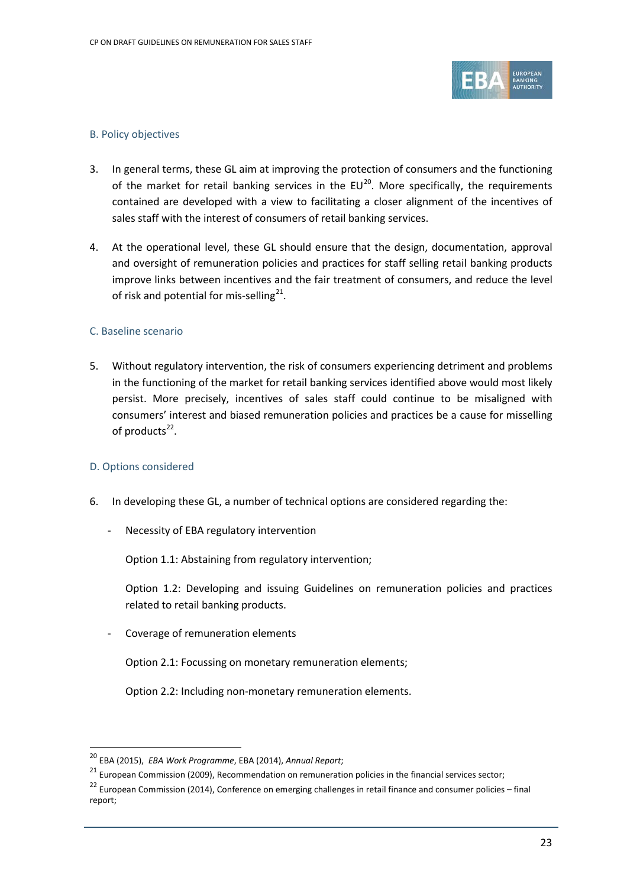### B. Policy objectives

3. In general terms, these GL aim at improving the protection of consumers and the functioning of the market for retail banking services in the EU[20]. More specifically, the requirements contained are developed with a view to facilitating a closer alignment of the incentives of sales staff with the interest of consumers of retail banking services.

4. At the operational level, these GL should ensure that the design, documentation, approval and oversight of remuneration policies and practices for staff selling retail banking products improve links between incentives and the fair treatment of consumers, and reduce the level of risk and potential for mis-selling[21].

### C. Baseline scenario

5. Without regulatory intervention, the risk of consumers experiencing detriment and problems in the functioning of the market for retail banking services identified above would most likely persist. More precisely, incentives of sales staff could continue to be misaligned with consumers' interest and biased remuneration policies and practices be a cause for misselling of products[22].

### D. Options considered

6. In developing these GL, a number of technical options are considered regarding the:

   - Necessity of EBA regulatory intervention

     Option 1.1: Abstaining from regulatory intervention;

     Option 1.2: Developing and issuing Guidelines on remuneration policies and practices related to retail banking products.

   - Coverage of remuneration elements

     Option 2.1: Focussing on monetary remuneration elements;

     Option 2.2: Including non-monetary remuneration elements.

---

[20] EBA (2015), *EBA Work Programme*, EBA (2014), *Annual Report*;

[21] European Commission (2009), Recommendation on remuneration policies in the financial services sector;

[22] European Commission (2014), Conference on emerging challenges in retail finance and consumer policies – final report;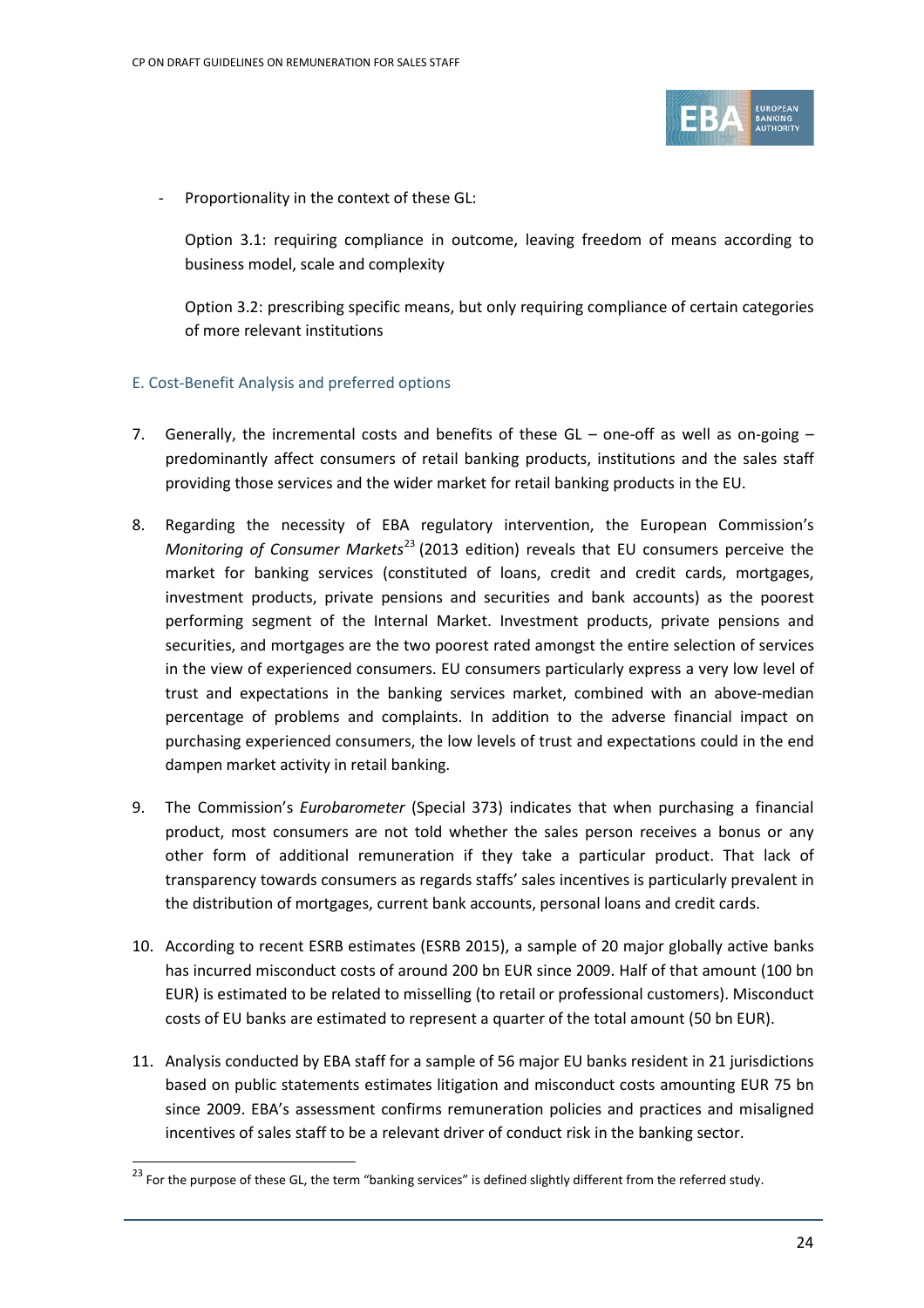- Proportionality in the context of these GL:

  Option 3.1: requiring compliance in outcome, leaving freedom of means according to business model, scale and complexity

  Option 3.2: prescribing specific means, but only requiring compliance of certain categories of more relevant institutions

### E. Cost-Benefit Analysis and preferred options

7. Generally, the incremental costs and benefits of these GL – one-off as well as on-going – predominantly affect consumers of retail banking products, institutions and the sales staff providing those services and the wider market for retail banking products in the EU.

8. Regarding the necessity of EBA regulatory intervention, the European Commission's *Monitoring of Consumer Markets*[23] (2013 edition) reveals that EU consumers perceive the market for banking services (constituted of loans, credit and credit cards, mortgages, investment products, private pensions and securities and bank accounts) as the poorest performing segment of the Internal Market. Investment products, private pensions and securities, and mortgages are the two poorest rated amongst the entire selection of services in the view of experienced consumers. EU consumers particularly express a very low level of trust and expectations in the banking services market, combined with an above-median percentage of problems and complaints. In addition to the adverse financial impact on purchasing experienced consumers, the low levels of trust and expectations could in the end dampen market activity in retail banking.

9. The Commission's *Eurobarometer* (Special 373) indicates that when purchasing a financial product, most consumers are not told whether the sales person receives a bonus or any other form of additional remuneration if they take a particular product. That lack of transparency towards consumers as regards staffs' sales incentives is particularly prevalent in the distribution of mortgages, current bank accounts, personal loans and credit cards.

10. According to recent ESRB estimates (ESRB 2015), a sample of 20 major globally active banks has incurred misconduct costs of around 200 bn EUR since 2009. Half of that amount (100 bn EUR) is estimated to be related to misselling (to retail or professional customers). Misconduct costs of EU banks are estimated to represent a quarter of the total amount (50 bn EUR).

11. Analysis conducted by EBA staff for a sample of 56 major EU banks resident in 21 jurisdictions based on public statements estimates litigation and misconduct costs amounting EUR 75 bn since 2009. EBA's assessment confirms remuneration policies and practices and misaligned incentives of sales staff to be a relevant driver of conduct risk in the banking sector.

[23] For the purpose of these GL, the term "banking services" is defined slightly different from the referred study.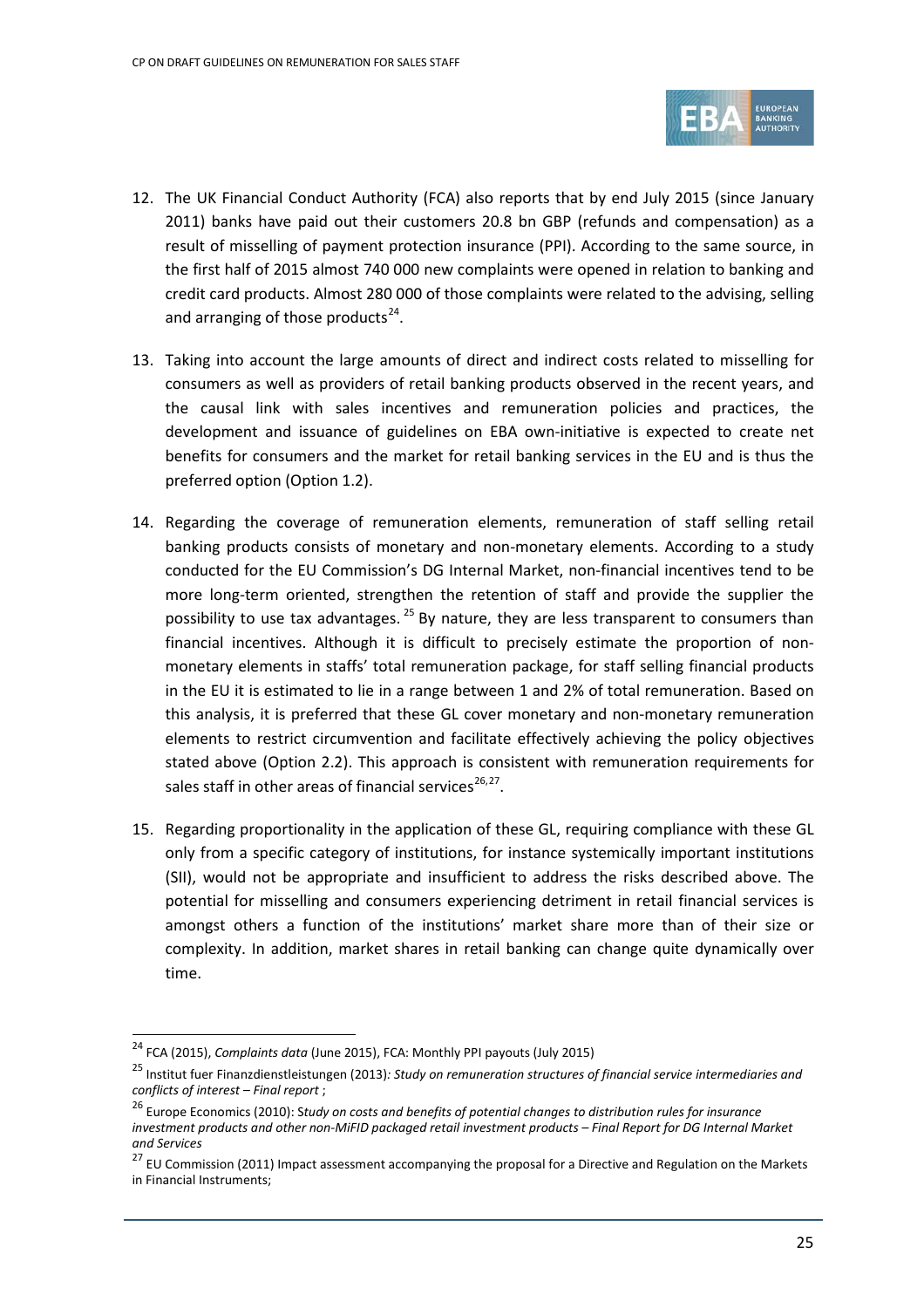12. The UK Financial Conduct Authority (FCA) also reports that by end July 2015 (since January 2011) banks have paid out their customers 20.8 bn GBP (refunds and compensation) as a result of misselling of payment protection insurance (PPI). According to the same source, in the first half of 2015 almost 740 000 new complaints were opened in relation to banking and credit card products. Almost 280 000 of those complaints were related to the advising, selling and arranging of those products[24].

13. Taking into account the large amounts of direct and indirect costs related to misselling for consumers as well as providers of retail banking products observed in the recent years, and the causal link with sales incentives and remuneration policies and practices, the development and issuance of guidelines on EBA own-initiative is expected to create net benefits for consumers and the market for retail banking services in the EU and is thus the preferred option (Option 1.2).

14. Regarding the coverage of remuneration elements, remuneration of staff selling retail banking products consists of monetary and non-monetary elements. According to a study conducted for the EU Commission's DG Internal Market, non-financial incentives tend to be more long-term oriented, strengthen the retention of staff and provide the supplier the possibility to use tax advantages.[25] By nature, they are less transparent to consumers than financial incentives. Although it is difficult to precisely estimate the proportion of non-monetary elements in staffs' total remuneration package, for staff selling financial products in the EU it is estimated to lie in a range between 1 and 2% of total remuneration. Based on this analysis, it is preferred that these GL cover monetary and non-monetary remuneration elements to restrict circumvention and facilitate effectively achieving the policy objectives stated above (Option 2.2). This approach is consistent with remuneration requirements for sales staff in other areas of financial services[26,27].

15. Regarding proportionality in the application of these GL, requiring compliance with these GL only from a specific category of institutions, for instance systemically important institutions (SII), would not be appropriate and insufficient to address the risks described above. The potential for misselling and consumers experiencing detriment in retail financial services is amongst others a function of the institutions' market share more than of their size or complexity. In addition, market shares in retail banking can change quite dynamically over time.

---

[24] FCA (2015), *Complaints data* (June 2015), FCA: Monthly PPI payouts (July 2015)

[25] Institut fuer Finanzdienstleistungen (2013)*: Study on remuneration structures of financial service intermediaries and conflicts of interest – Final report* ;

[26] Europe Economics (2010): S*tudy on costs and benefits of potential changes to distribution rules for insurance investment products and other non-MiFID packaged retail investment products – Final Report for DG Internal Market and Services*

[27] EU Commission (2011) Impact assessment accompanying the proposal for a Directive and Regulation on the Markets in Financial Instruments;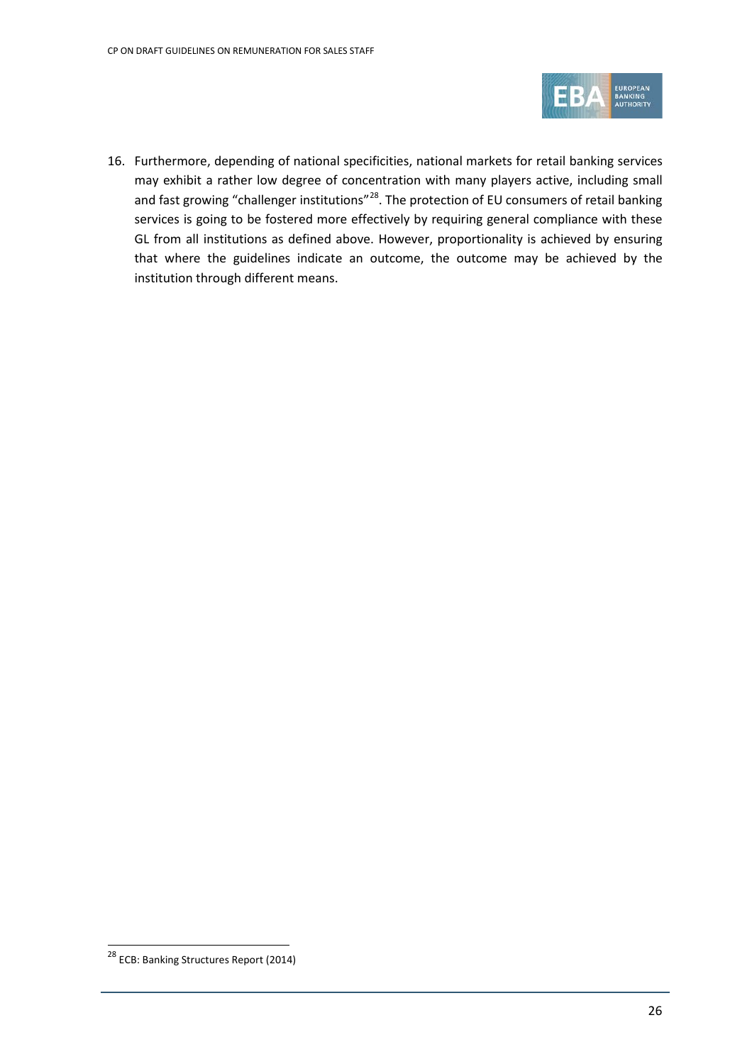16. Furthermore, depending of national specificities, national markets for retail banking services may exhibit a rather low degree of concentration with many players active, including small and fast growing "challenger institutions"[28]. The protection of EU consumers of retail banking services is going to be fostered more effectively by requiring general compliance with these GL from all institutions as defined above. However, proportionality is achieved by ensuring that where the guidelines indicate an outcome, the outcome may be achieved by the institution through different means.

[28] ECB: Banking Structures Report (2014)